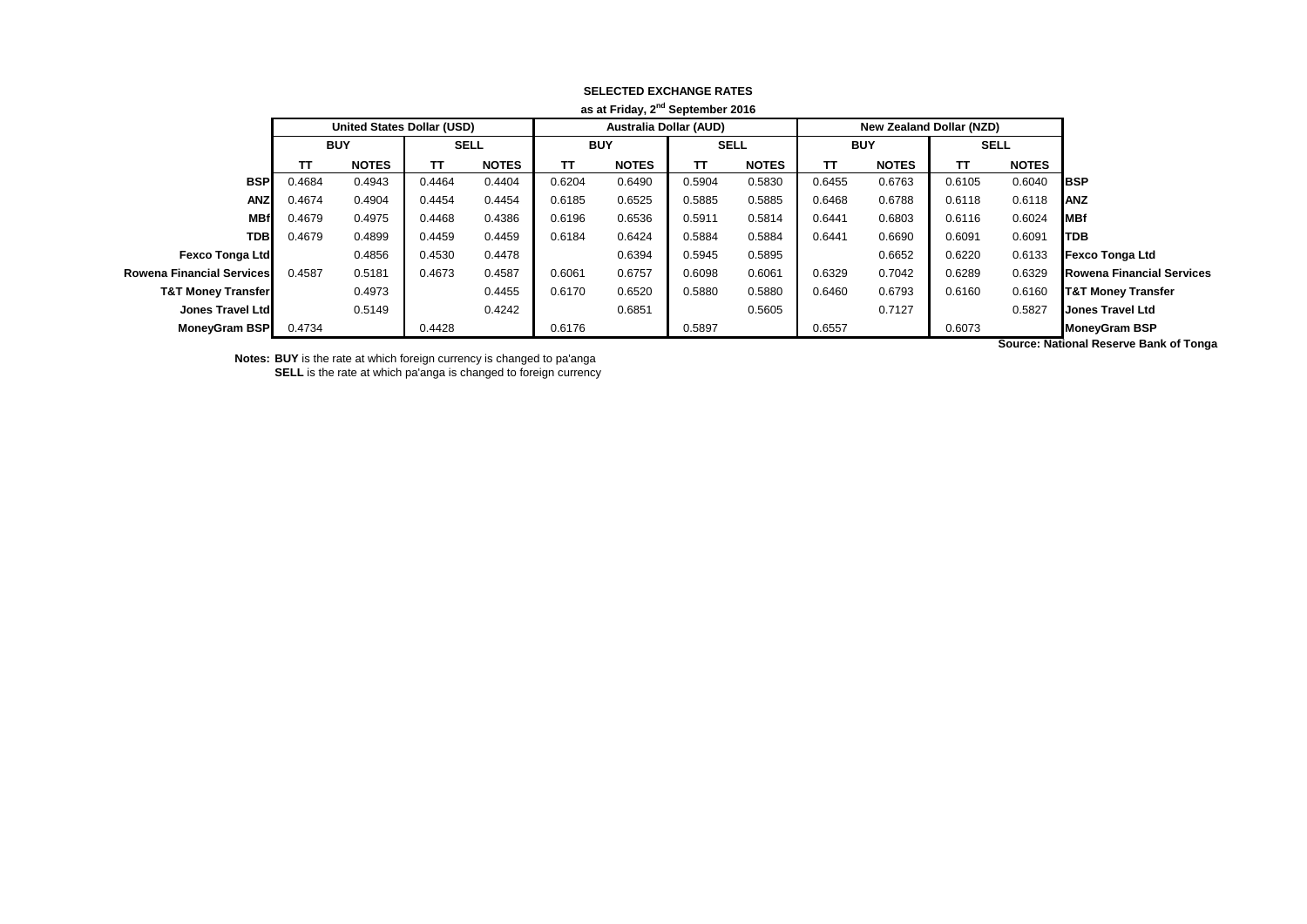**SELECTED EXCHANGE RATES**

**as at Friday, 2nd September 2016**

| | United States Dollar (USD) | | | | Australia Dollar (AUD) | | | | New Zealand Dollar (NZD) | | | | |
|---|---|---|---|---|---|---|---|---|---|---|---|---|---|
| | BUY | | SELL | | BUY | | SELL | | BUY | | SELL | | |
| | TT | NOTES | TT | NOTES | TT | NOTES | TT | NOTES | TT | NOTES | TT | NOTES | |
| **BSP** | 0.4684 | 0.4943 | 0.4464 | 0.4404 | 0.6204 | 0.6490 | 0.5904 | 0.5830 | 0.6455 | 0.6763 | 0.6105 | 0.6040 | **BSP** |
| **ANZ** | 0.4674 | 0.4904 | 0.4454 | 0.4454 | 0.6185 | 0.6525 | 0.5885 | 0.5885 | 0.6468 | 0.6788 | 0.6118 | 0.6118 | **ANZ** |
| **MBf** | 0.4679 | 0.4975 | 0.4468 | 0.4386 | 0.6196 | 0.6536 | 0.5911 | 0.5814 | 0.6441 | 0.6803 | 0.6116 | 0.6024 | **MBf** |
| **TDB** | 0.4679 | 0.4899 | 0.4459 | 0.4459 | 0.6184 | 0.6424 | 0.5884 | 0.5884 | 0.6441 | 0.6690 | 0.6091 | 0.6091 | **TDB** |
| **Fexco Tonga Ltd** | | 0.4856 | 0.4530 | 0.4478 | | 0.6394 | 0.5945 | 0.5895 | | 0.6652 | 0.6220 | 0.6133 | **Fexco Tonga Ltd** |
| **Rowena Financial Services** | 0.4587 | 0.5181 | 0.4673 | 0.4587 | 0.6061 | 0.6757 | 0.6098 | 0.6061 | 0.6329 | 0.7042 | 0.6289 | 0.6329 | **Rowena Financial Services** |
| **T&T Money Transfer** | | 0.4973 | | 0.4455 | 0.6170 | 0.6520 | 0.5880 | 0.5880 | 0.6460 | 0.6793 | 0.6160 | 0.6160 | **T&T Money Transfer** |
| **Jones Travel Ltd** | | 0.5149 | | 0.4242 | | 0.6851 | | 0.5605 | | 0.7127 | | 0.5827 | **Jones Travel Ltd** |
| **MoneyGram BSP** | 0.4734 | | 0.4428 | | 0.6176 | | 0.5897 | | 0.6557 | | 0.6073 | | **MoneyGram BSP** |

**Source: National Reserve Bank of Tonga**

**Notes: BUY** is the rate at which foreign currency is changed to pa'anga
**SELL** is the rate at which pa'anga is changed to foreign currency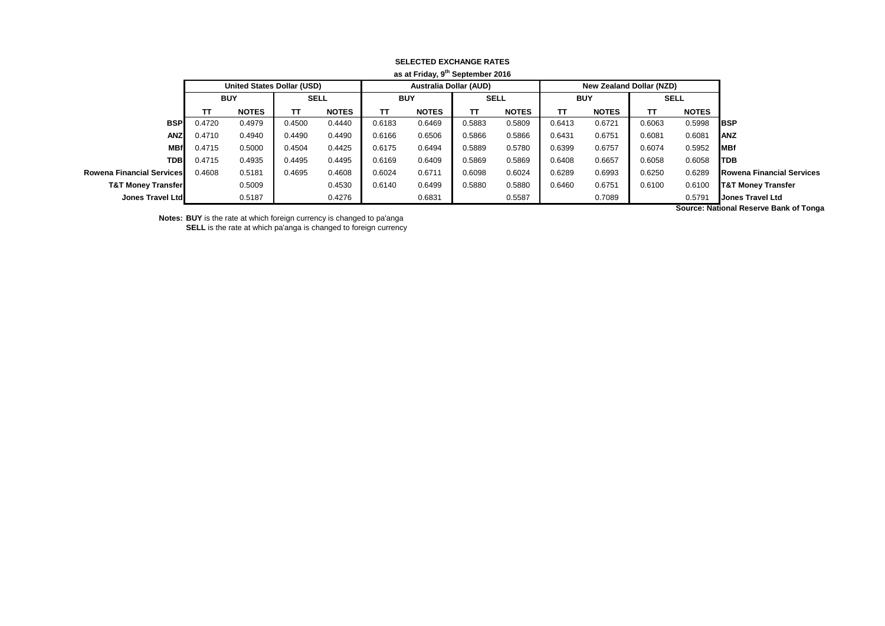**SELECTED EXCHANGE RATES**

**as at Friday, 9th September 2016**

| | United States Dollar (USD) | | | | Australia Dollar (AUD) | | | | New Zealand Dollar (NZD) | | | | |
|---|---|---|---|---|---|---|---|---|---|---|---|---|---|
| | BUY | | SELL | | BUY | | SELL | | BUY | | SELL | | |
| | TT | NOTES | TT | NOTES | TT | NOTES | TT | NOTES | TT | NOTES | TT | NOTES | |
| **BSP** | 0.4720 | 0.4979 | 0.4500 | 0.4440 | 0.6183 | 0.6469 | 0.5883 | 0.5809 | 0.6413 | 0.6721 | 0.6063 | 0.5998 | **BSP** |
| **ANZ** | 0.4710 | 0.4940 | 0.4490 | 0.4490 | 0.6166 | 0.6506 | 0.5866 | 0.5866 | 0.6431 | 0.6751 | 0.6081 | 0.6081 | **ANZ** |
| **MBf** | 0.4715 | 0.5000 | 0.4504 | 0.4425 | 0.6175 | 0.6494 | 0.5889 | 0.5780 | 0.6399 | 0.6757 | 0.6074 | 0.5952 | **MBf** |
| **TDB** | 0.4715 | 0.4935 | 0.4495 | 0.4495 | 0.6169 | 0.6409 | 0.5869 | 0.5869 | 0.6408 | 0.6657 | 0.6058 | 0.6058 | **TDB** |
| **Rowena Financial Services** | 0.4608 | 0.5181 | 0.4695 | 0.4608 | 0.6024 | 0.6711 | 0.6098 | 0.6024 | 0.6289 | 0.6993 | 0.6250 | 0.6289 | **Rowena Financial Services** |
| **T&T Money Transfer** | | 0.5009 | | 0.4530 | 0.6140 | 0.6499 | 0.5880 | 0.5880 | 0.6460 | 0.6751 | 0.6100 | 0.6100 | **T&T Money Transfer** |
| **Jones Travel Ltd** | | 0.5187 | | 0.4276 | | 0.6831 | | 0.5587 | | 0.7089 | | 0.5791 | **Jones Travel Ltd** |

**Source: National Reserve Bank of Tonga**

**Notes: BUY** is the rate at which foreign currency is changed to pa'anga
**SELL** is the rate at which pa'anga is changed to foreign currency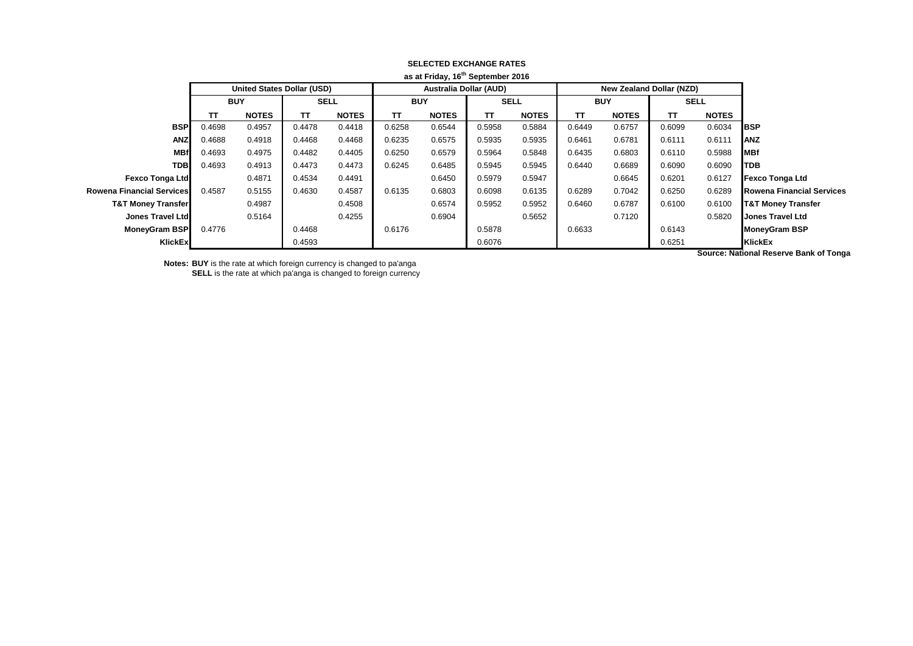**SELECTED EXCHANGE RATES**

**as at Friday, 16th September 2016**

| | United States Dollar (USD) | | | | Australia Dollar (AUD) | | | | New Zealand Dollar (NZD) | | | | |
|---|---|---|---|---|---|---|---|---|---|---|---|---|---|
| | BUY | | SELL | | BUY | | SELL | | BUY | | SELL | | |
| | TT | NOTES | TT | NOTES | TT | NOTES | TT | NOTES | TT | NOTES | TT | NOTES | |
| **BSP** | 0.4698 | 0.4957 | 0.4478 | 0.4418 | 0.6258 | 0.6544 | 0.5958 | 0.5884 | 0.6449 | 0.6757 | 0.6099 | 0.6034 | **BSP** |
| **ANZ** | 0.4688 | 0.4918 | 0.4468 | 0.4468 | 0.6235 | 0.6575 | 0.5935 | 0.5935 | 0.6461 | 0.6781 | 0.6111 | 0.6111 | **ANZ** |
| **MBf** | 0.4693 | 0.4975 | 0.4482 | 0.4405 | 0.6250 | 0.6579 | 0.5964 | 0.5848 | 0.6435 | 0.6803 | 0.6110 | 0.5988 | **MBf** |
| **TDB** | 0.4693 | 0.4913 | 0.4473 | 0.4473 | 0.6245 | 0.6485 | 0.5945 | 0.5945 | 0.6440 | 0.6689 | 0.6090 | 0.6090 | **TDB** |
| **Fexco Tonga Ltd** | | 0.4871 | 0.4534 | 0.4491 | | 0.6450 | 0.5979 | 0.5947 | | 0.6645 | 0.6201 | 0.6127 | **Fexco Tonga Ltd** |
| **Rowena Financial Services** | 0.4587 | 0.5155 | 0.4630 | 0.4587 | 0.6135 | 0.6803 | 0.6098 | 0.6135 | 0.6289 | 0.7042 | 0.6250 | 0.6289 | **Rowena Financial Services** |
| **T&T Money Transfer** | | 0.4987 | | 0.4508 | | 0.6574 | 0.5952 | 0.5952 | 0.6460 | 0.6787 | 0.6100 | 0.6100 | **T&T Money Transfer** |
| **Jones Travel Ltd** | | 0.5164 | | 0.4255 | | 0.6904 | | 0.5652 | | 0.7120 | | 0.5820 | **Jones Travel Ltd** |
| **MoneyGram BSP** | 0.4776 | | 0.4468 | | 0.6176 | | 0.5878 | | 0.6633 | | 0.6143 | | **MoneyGram BSP** |
| **KlickEx** | | | 0.4593 | | | | 0.6076 | | | | 0.6251 | | **KlickEx** |

**Source: National Reserve Bank of Tonga**

**Notes: BUY** is the rate at which foreign currency is changed to pa'anga
**SELL** is the rate at which pa'anga is changed to foreign currency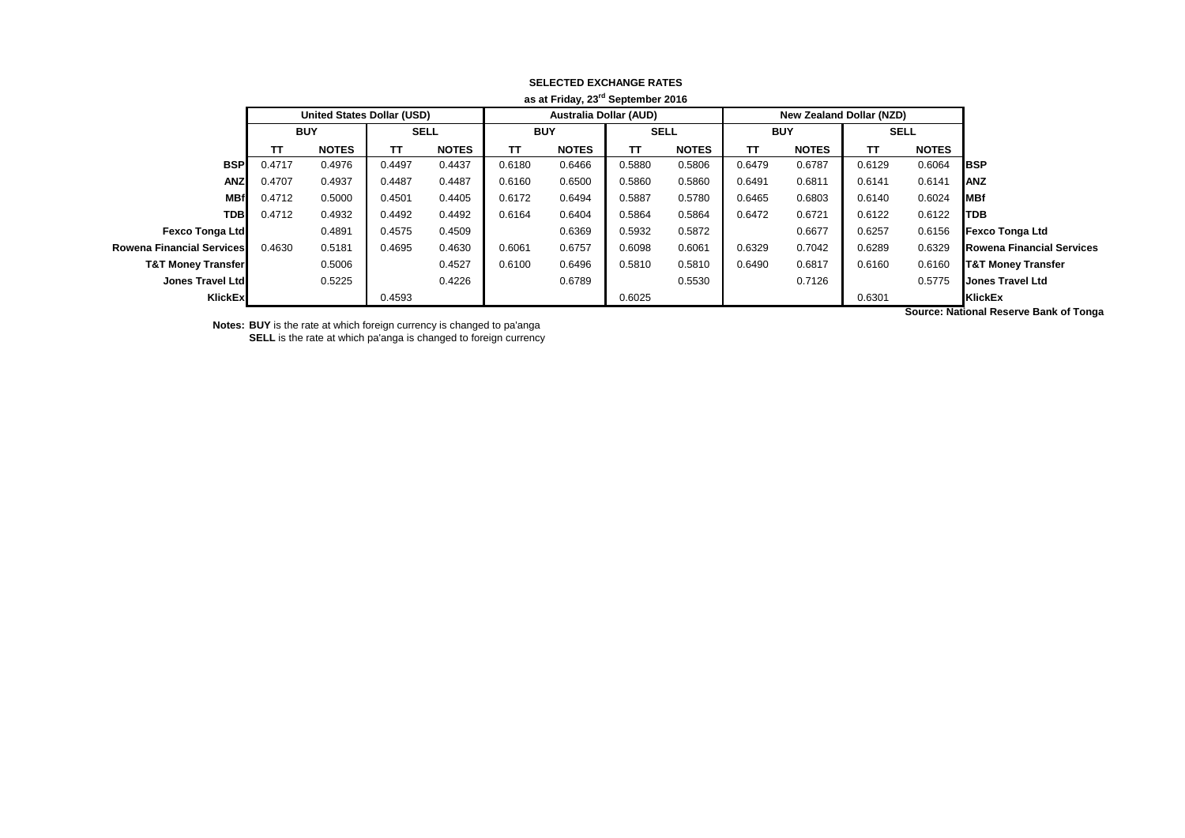**SELECTED EXCHANGE RATES**

**as at Friday, 23rd September 2016**

| | United States Dollar (USD) | | | | Australia Dollar (AUD) | | | | New Zealand Dollar (NZD) | | | | |
|---|---|---|---|---|---|---|---|---|---|---|---|---|---|
| | BUY | | SELL | | BUY | | SELL | | BUY | | SELL | | |
| | TT | NOTES | TT | NOTES | TT | NOTES | TT | NOTES | TT | NOTES | TT | NOTES | |
| **BSP** | 0.4717 | 0.4976 | 0.4497 | 0.4437 | 0.6180 | 0.6466 | 0.5880 | 0.5806 | 0.6479 | 0.6787 | 0.6129 | 0.6064 | **BSP** |
| **ANZ** | 0.4707 | 0.4937 | 0.4487 | 0.4487 | 0.6160 | 0.6500 | 0.5860 | 0.5860 | 0.6491 | 0.6811 | 0.6141 | 0.6141 | **ANZ** |
| **MBf** | 0.4712 | 0.5000 | 0.4501 | 0.4405 | 0.6172 | 0.6494 | 0.5887 | 0.5780 | 0.6465 | 0.6803 | 0.6140 | 0.6024 | **MBf** |
| **TDB** | 0.4712 | 0.4932 | 0.4492 | 0.4492 | 0.6164 | 0.6404 | 0.5864 | 0.5864 | 0.6472 | 0.6721 | 0.6122 | 0.6122 | **TDB** |
| **Fexco Tonga Ltd** | | 0.4891 | 0.4575 | 0.4509 | | 0.6369 | 0.5932 | 0.5872 | | 0.6677 | 0.6257 | 0.6156 | **Fexco Tonga Ltd** |
| **Rowena Financial Services** | 0.4630 | 0.5181 | 0.4695 | 0.4630 | 0.6061 | 0.6757 | 0.6098 | 0.6061 | 0.6329 | 0.7042 | 0.6289 | 0.6329 | **Rowena Financial Services** |
| **T&T Money Transfer** | | 0.5006 | | 0.4527 | 0.6100 | 0.6496 | 0.5810 | 0.5810 | 0.6490 | 0.6817 | 0.6160 | 0.6160 | **T&T Money Transfer** |
| **Jones Travel Ltd** | | 0.5225 | | 0.4226 | | 0.6789 | | 0.5530 | | 0.7126 | | 0.5775 | **Jones Travel Ltd** |
| **KlickEx** | | | 0.4593 | | | | 0.6025 | | | | 0.6301 | | **KlickEx** |

**Source: National Reserve Bank of Tonga**

**Notes: BUY** is the rate at which foreign currency is changed to pa'anga
**SELL** is the rate at which pa'anga is changed to foreign currency